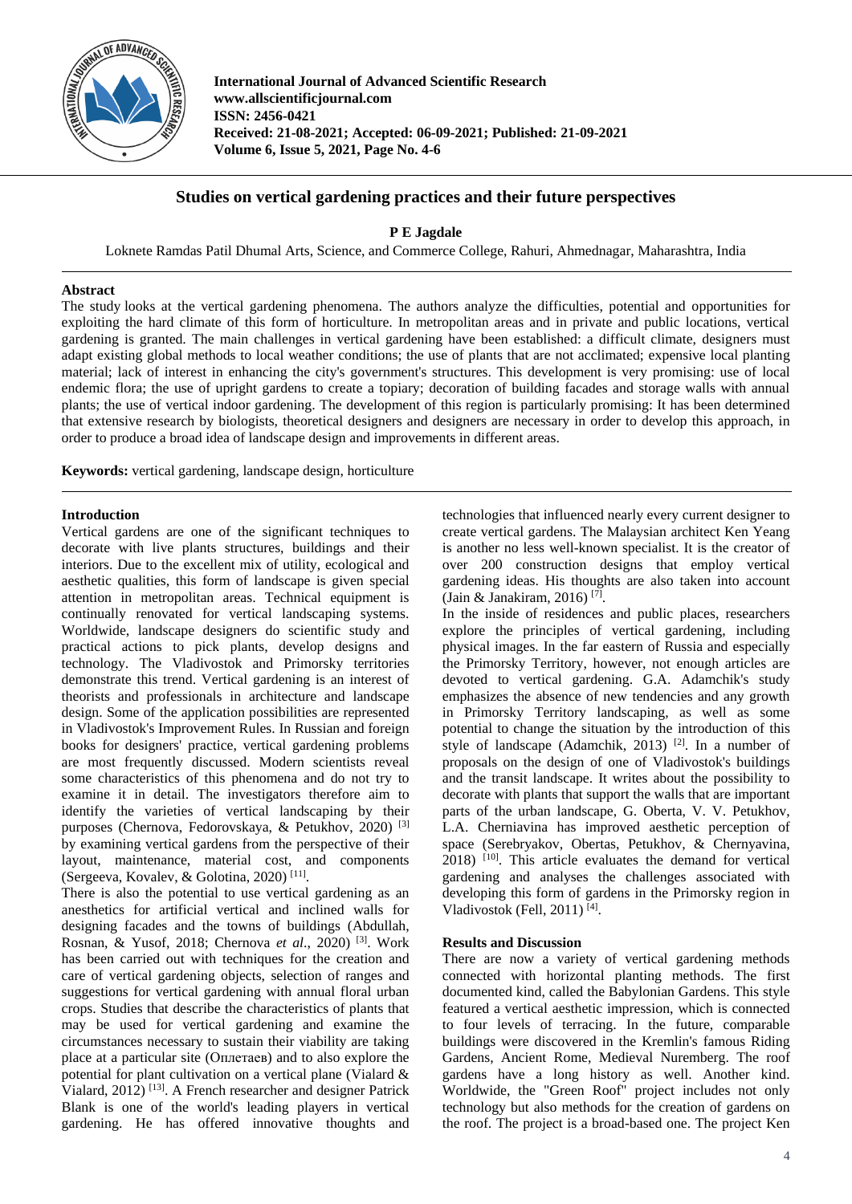International Journal of Advanced Scientific Research
www.allscientificjournal.com
ISSN: 2456-0421
Received: 21-08-2021; Accepted: 06-09-2021; Published: 21-09-2021
Volume 6, Issue 5, 2021, Page No. 4-6

# Studies on vertical gardening practices and their future perspectives

**P E Jagdale**

Loknete Ramdas Patil Dhumal Arts, Science, and Commerce College, Rahuri, Ahmednagar, Maharashtra, India

## Abstract

The study looks at the vertical gardening phenomena. The authors analyze the difficulties, potential and opportunities for exploiting the hard climate of this form of horticulture. In metropolitan areas and in private and public locations, vertical gardening is granted. The main challenges in vertical gardening have been established: a difficult climate, designers must adapt existing global methods to local weather conditions; the use of plants that are not acclimated; expensive local planting material; lack of interest in enhancing the city's government's structures. This development is very promising: use of local endemic flora; the use of upright gardens to create a topiary; decoration of building facades and storage walls with annual plants; the use of vertical indoor gardening. The development of this region is particularly promising: It has been determined that extensive research by biologists, theoretical designers and designers are necessary in order to develop this approach, in order to produce a broad idea of landscape design and improvements in different areas.

**Keywords:** vertical gardening, landscape design, horticulture

## Introduction

Vertical gardens are one of the significant techniques to decorate with live plants structures, buildings and their interiors. Due to the excellent mix of utility, ecological and aesthetic qualities, this form of landscape is given special attention in metropolitan areas. Technical equipment is continually renovated for vertical landscaping systems. Worldwide, landscape designers do scientific study and practical actions to pick plants, develop designs and technology. The Vladivostok and Primorsky territories demonstrate this trend. Vertical gardening is an interest of theorists and professionals in architecture and landscape design. Some of the application possibilities are represented in Vladivostok's Improvement Rules. In Russian and foreign books for designers' practice, vertical gardening problems are most frequently discussed. Modern scientists reveal some characteristics of this phenomena and do not try to examine it in detail. The investigators therefore aim to identify the varieties of vertical landscaping by their purposes (Chernova, Fedorovskaya, & Petukhov, 2020) [3] by examining vertical gardens from the perspective of their layout, maintenance, material cost, and components (Sergeeva, Kovalev, & Golotina, 2020) [11].

There is also the potential to use vertical gardening as an anesthetics for artificial vertical and inclined walls for designing facades and the towns of buildings (Abdullah, Rosnan, & Yusof, 2018; Chernova *et al*., 2020) [3]. Work has been carried out with techniques for the creation and care of vertical gardening objects, selection of ranges and suggestions for vertical gardening with annual floral urban crops. Studies that describe the characteristics of plants that may be used for vertical gardening and examine the circumstances necessary to sustain their viability are taking place at a particular site (Оплетаев) and to also explore the potential for plant cultivation on a vertical plane (Vialard & Vialard, 2012) [13]. A French researcher and designer Patrick Blank is one of the world's leading players in vertical gardening. He has offered innovative thoughts and technologies that influenced nearly every current designer to create vertical gardens. The Malaysian architect Ken Yeang is another no less well-known specialist. It is the creator of over 200 construction designs that employ vertical gardening ideas. His thoughts are also taken into account (Jain & Janakiram, 2016) [7].

In the inside of residences and public places, researchers explore the principles of vertical gardening, including physical images. In the far eastern of Russia and especially the Primorsky Territory, however, not enough articles are devoted to vertical gardening. G.A. Adamchik's study emphasizes the absence of new tendencies and any growth in Primorsky Territory landscaping, as well as some potential to change the situation by the introduction of this style of landscape (Adamchik, 2013) [2]. In a number of proposals on the design of one of Vladivostok's buildings and the transit landscape. It writes about the possibility to decorate with plants that support the walls that are important parts of the urban landscape, G. Oberta, V. V. Petukhov, L.A. Cherniavina has improved aesthetic perception of space (Serebryakov, Obertas, Petukhov, & Chernyavina, 2018) [10]. This article evaluates the demand for vertical gardening and analyses the challenges associated with developing this form of gardens in the Primorsky region in Vladivostok (Fell, 2011) [4].

## Results and Discussion

There are now a variety of vertical gardening methods connected with horizontal planting methods. The first documented kind, called the Babylonian Gardens. This style featured a vertical aesthetic impression, which is connected to four levels of terracing. In the future, comparable buildings were discovered in the Kremlin's famous Riding Gardens, Ancient Rome, Medieval Nuremberg. The roof gardens have a long history as well. Another kind. Worldwide, the "Green Roof" project includes not only technology but also methods for the creation of gardens on the roof. The project is a broad-based one. The project Ken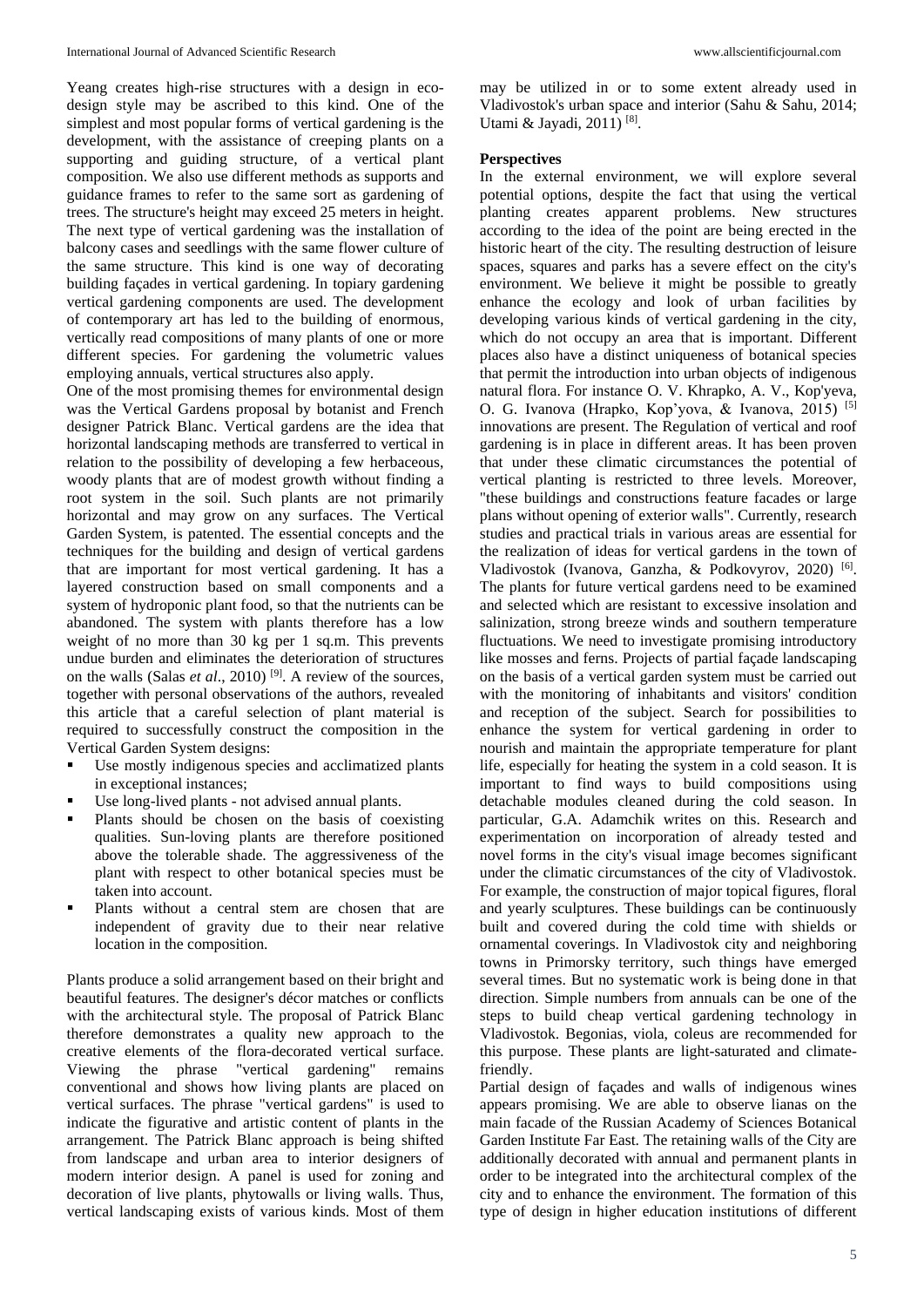Yeang creates high-rise structures with a design in eco-design style may be ascribed to this kind. One of the simplest and most popular forms of vertical gardening is the development, with the assistance of creeping plants on a supporting and guiding structure, of a vertical plant composition. We also use different methods as supports and guidance frames to refer to the same sort as gardening of trees. The structure's height may exceed 25 meters in height. The next type of vertical gardening was the installation of balcony cases and seedlings with the same flower culture of the same structure. This kind is one way of decorating building façades in vertical gardening. In topiary gardening vertical gardening components are used. The development of contemporary art has led to the building of enormous, vertically read compositions of many plants of one or more different species. For gardening the volumetric values employing annuals, vertical structures also apply.

One of the most promising themes for environmental design was the Vertical Gardens proposal by botanist and French designer Patrick Blanc. Vertical gardens are the idea that horizontal landscaping methods are transferred to vertical in relation to the possibility of developing a few herbaceous, woody plants that are of modest growth without finding a root system in the soil. Such plants are not primarily horizontal and may grow on any surfaces. The Vertical Garden System, is patented. The essential concepts and the techniques for the building and design of vertical gardens that are important for most vertical gardening. It has a layered construction based on small components and a system of hydroponic plant food, so that the nutrients can be abandoned. The system with plants therefore has a low weight of no more than 30 kg per 1 sq.m. This prevents undue burden and eliminates the deterioration of structures on the walls (Salas *et al*., 2010) [9]. A review of the sources, together with personal observations of the authors, revealed this article that a careful selection of plant material is required to successfully construct the composition in the Vertical Garden System designs:

- Use mostly indigenous species and acclimatized plants in exceptional instances;
- Use long-lived plants - not advised annual plants.
- Plants should be chosen on the basis of coexisting qualities. Sun-loving plants are therefore positioned above the tolerable shade. The aggressiveness of the plant with respect to other botanical species must be taken into account.
- Plants without a central stem are chosen that are independent of gravity due to their near relative location in the composition.

Plants produce a solid arrangement based on their bright and beautiful features. The designer's décor matches or conflicts with the architectural style. The proposal of Patrick Blanc therefore demonstrates a quality new approach to the creative elements of the flora-decorated vertical surface. Viewing the phrase "vertical gardening" remains conventional and shows how living plants are placed on vertical surfaces. The phrase "vertical gardens" is used to indicate the figurative and artistic content of plants in the arrangement. The Patrick Blanc approach is being shifted from landscape and urban area to interior designers of modern interior design. A panel is used for zoning and decoration of live plants, phytowalls or living walls. Thus, vertical landscaping exists of various kinds. Most of them may be utilized in or to some extent already used in Vladivostok's urban space and interior (Sahu & Sahu, 2014; Utami & Jayadi, 2011) [8].

## Perspectives

In the external environment, we will explore several potential options, despite the fact that using the vertical planting creates apparent problems. New structures according to the idea of the point are being erected in the historic heart of the city. The resulting destruction of leisure spaces, squares and parks has a severe effect on the city's environment. We believe it might be possible to greatly enhance the ecology and look of urban facilities by developing various kinds of vertical gardening in the city, which do not occupy an area that is important. Different places also have a distinct uniqueness of botanical species that permit the introduction into urban objects of indigenous natural flora. For instance O. V. Khrapko, A. V., Kop'yeva, O. G. Ivanova (Hrapko, Kop'yova, & Ivanova, 2015) [5] innovations are present. The Regulation of vertical and roof gardening is in place in different areas. It has been proven that under these climatic circumstances the potential of vertical planting is restricted to three levels. Moreover, "these buildings and constructions feature facades or large plans without opening of exterior walls". Currently, research studies and practical trials in various areas are essential for the realization of ideas for vertical gardens in the town of Vladivostok (Ivanova, Ganzha, & Podkovyrov, 2020) [6]. The plants for future vertical gardens need to be examined and selected which are resistant to excessive insolation and salinization, strong breeze winds and southern temperature fluctuations. We need to investigate promising introductory like mosses and ferns. Projects of partial façade landscaping on the basis of a vertical garden system must be carried out with the monitoring of inhabitants and visitors' condition and reception of the subject. Search for possibilities to enhance the system for vertical gardening in order to nourish and maintain the appropriate temperature for plant life, especially for heating the system in a cold season. It is important to find ways to build compositions using detachable modules cleaned during the cold season. In particular, G.A. Adamchik writes on this. Research and experimentation on incorporation of already tested and novel forms in the city's visual image becomes significant under the climatic circumstances of the city of Vladivostok. For example, the construction of major topical figures, floral and yearly sculptures. These buildings can be continuously built and covered during the cold time with shields or ornamental coverings. In Vladivostok city and neighboring towns in Primorsky territory, such things have emerged several times. But no systematic work is being done in that direction. Simple numbers from annuals can be one of the steps to build cheap vertical gardening technology in Vladivostok. Begonias, viola, coleus are recommended for this purpose. These plants are light-saturated and climate-friendly.

Partial design of façades and walls of indigenous wines appears promising. We are able to observe lianas on the main facade of the Russian Academy of Sciences Botanical Garden Institute Far East. The retaining walls of the City are additionally decorated with annual and permanent plants in order to be integrated into the architectural complex of the city and to enhance the environment. The formation of this type of design in higher education institutions of different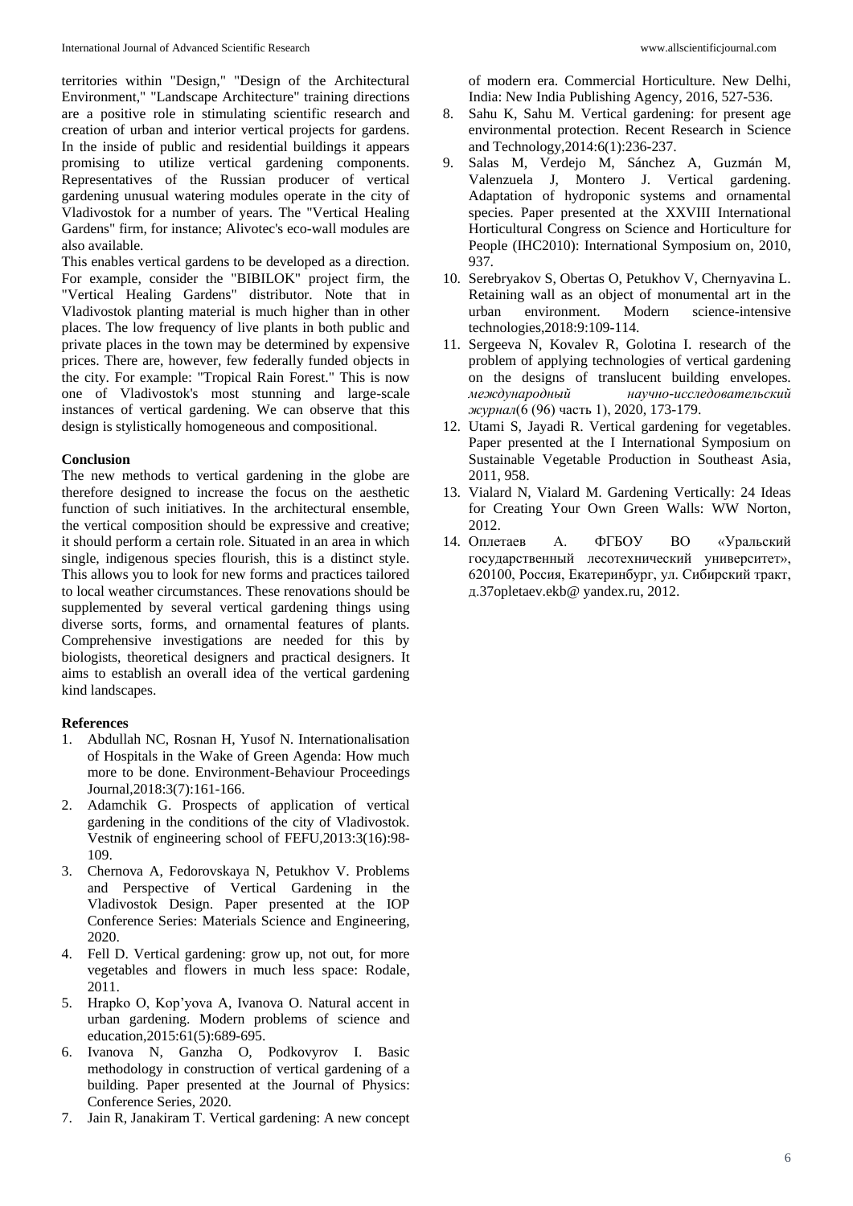territories within "Design," "Design of the Architectural Environment," "Landscape Architecture" training directions are a positive role in stimulating scientific research and creation of urban and interior vertical projects for gardens. In the inside of public and residential buildings it appears promising to utilize vertical gardening components. Representatives of the Russian producer of vertical gardening unusual watering modules operate in the city of Vladivostok for a number of years. The "Vertical Healing Gardens" firm, for instance; Alivotec's eco-wall modules are also available.

This enables vertical gardens to be developed as a direction. For example, consider the "BIBILOK" project firm, the "Vertical Healing Gardens" distributor. Note that in Vladivostok planting material is much higher than in other places. The low frequency of live plants in both public and private places in the town may be determined by expensive prices. There are, however, few federally funded objects in the city. For example: "Tropical Rain Forest." This is now one of Vladivostok's most stunning and large-scale instances of vertical gardening. We can observe that this design is stylistically homogeneous and compositional.

## Conclusion

The new methods to vertical gardening in the globe are therefore designed to increase the focus on the aesthetic function of such initiatives. In the architectural ensemble, the vertical composition should be expressive and creative; it should perform a certain role. Situated in an area in which single, indigenous species flourish, this is a distinct style. This allows you to look for new forms and practices tailored to local weather circumstances. These renovations should be supplemented by several vertical gardening things using diverse sorts, forms, and ornamental features of plants. Comprehensive investigations are needed for this by biologists, theoretical designers and practical designers. It aims to establish an overall idea of the vertical gardening kind landscapes.

## References

1. Abdullah NC, Rosnan H, Yusof N. Internationalisation of Hospitals in the Wake of Green Agenda: How much more to be done. Environment-Behaviour Proceedings Journal,2018:3(7):161-166.
2. Adamchik G. Prospects of application of vertical gardening in the conditions of the city of Vladivostok. Vestnik of engineering school of FEFU,2013:3(16):98-109.
3. Chernova A, Fedorovskaya N, Petukhov V. Problems and Perspective of Vertical Gardening in the Vladivostok Design. Paper presented at the IOP Conference Series: Materials Science and Engineering, 2020.
4. Fell D. Vertical gardening: grow up, not out, for more vegetables and flowers in much less space: Rodale, 2011.
5. Hrapko O, Kop'yova A, Ivanova O. Natural accent in urban gardening. Modern problems of science and education,2015:61(5):689-695.
6. Ivanova N, Ganzha O, Podkovyrov I. Basic methodology in construction of vertical gardening of a building. Paper presented at the Journal of Physics: Conference Series, 2020.
7. Jain R, Janakiram T. Vertical gardening: A new concept of modern era. Commercial Horticulture. New Delhi, India: New India Publishing Agency, 2016, 527-536.
8. Sahu K, Sahu M. Vertical gardening: for present age environmental protection. Recent Research in Science and Technology,2014:6(1):236-237.
9. Salas M, Verdejo M, Sánchez A, Guzmán M, Valenzuela J, Montero J. Vertical gardening. Adaptation of hydroponic systems and ornamental species. Paper presented at the XXVIII International Horticultural Congress on Science and Horticulture for People (IHC2010): International Symposium on, 2010, 937.
10. Serebryakov S, Obertas O, Petukhov V, Chernyavina L. Retaining wall as an object of monumental art in the urban environment. Modern science-intensive technologies,2018:9:109-114.
11. Sergeeva N, Kovalev R, Golotina I. research of the problem of applying technologies of vertical gardening on the designs of translucent building envelopes. *международный научно-исследовательский журнал*(6 (96) часть 1), 2020, 173-179.
12. Utami S, Jayadi R. Vertical gardening for vegetables. Paper presented at the I International Symposium on Sustainable Vegetable Production in Southeast Asia, 2011, 958.
13. Vialard N, Vialard M. Gardening Vertically: 24 Ideas for Creating Your Own Green Walls: WW Norton, 2012.
14. Оплетаев А. ФГБОУ ВО «Уральский государственный лесотехнический университет», 620100, Россия, Екатеринбург, ул. Сибирский тракт, д.37opletaev.ekb@ yandex.ru, 2012.